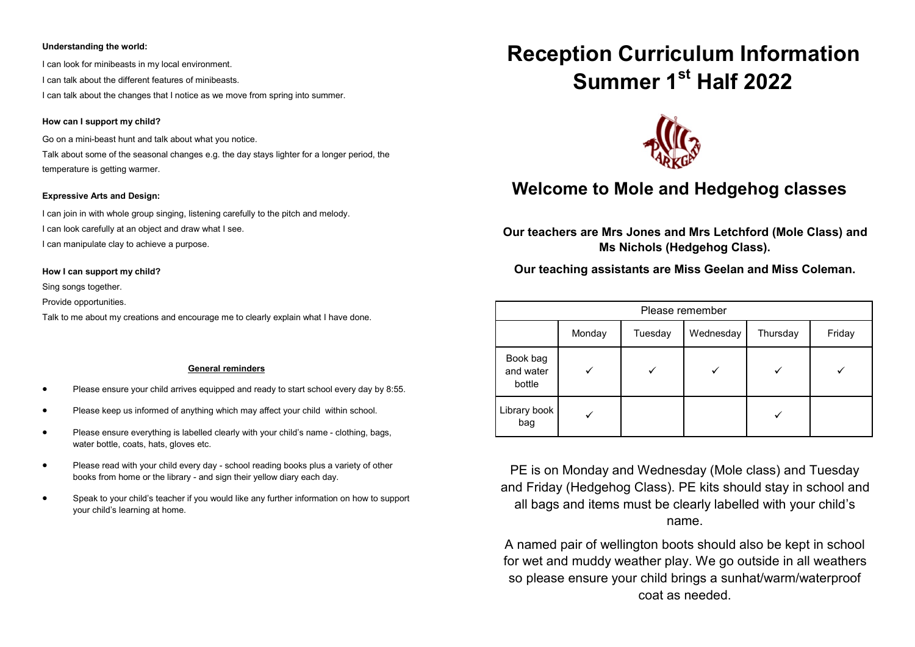**Understanding the world:**

I can look for minibeasts in my local environment.

I can talk about the different features of minibeasts.

I can talk about the changes that I notice as we move from spring into summer.

**How can I support my child?**

Go on a mini-beast hunt and talk about what you notice.

Talk about some of the seasonal changes e.g. the day stays lighter for a longer period, the temperature is getting warmer.

**Expressive Arts and Design:**

I can join in with whole group singing, listening carefully to the pitch and melody.

I can look carefully at an object and draw what I see.

I can manipulate clay to achieve a purpose.

**How I can support my child?**

Sing songs together.

Provide opportunities.

Talk to me about my creations and encourage me to clearly explain what I have done.

**General reminders**

- Please ensure your child arrives equipped and ready to start school every day by 8:55.
- Please keep us informed of anything which may affect your child within school.
- Please ensure everything is labelled clearly with your child's name - clothing, bags, water bottle, coats, hats, gloves etc.
- Please read with your child every day - school reading books plus a variety of other books from home or the library - and sign their yellow diary each day.
- Speak to your child's teacher if you would like any further information on how to support your child's learning at home.

# Reception Curriculum Information Summer 1st Half 2022

## Welcome to Mole and Hedgehog classes

**Our teachers are Mrs Jones and Mrs Letchford (Mole Class) and Ms Nichols (Hedgehog Class).**

**Our teaching assistants are Miss Geelan and Miss Coleman.**

| Please remember | | | | | |
|---|---|---|---|---|---|
| | Monday | Tuesday | Wednesday | Thursday | Friday |
| Book bag and water bottle | ✓ | ✓ | ✓ | ✓ | ✓ |
| Library book bag | ✓ | | | ✓ | |

PE is on Monday and Wednesday (Mole class) and Tuesday and Friday (Hedgehog Class). PE kits should stay in school and all bags and items must be clearly labelled with your child's name.

A named pair of wellington boots should also be kept in school for wet and muddy weather play. We go outside in all weathers so please ensure your child brings a sunhat/warm/waterproof coat as needed.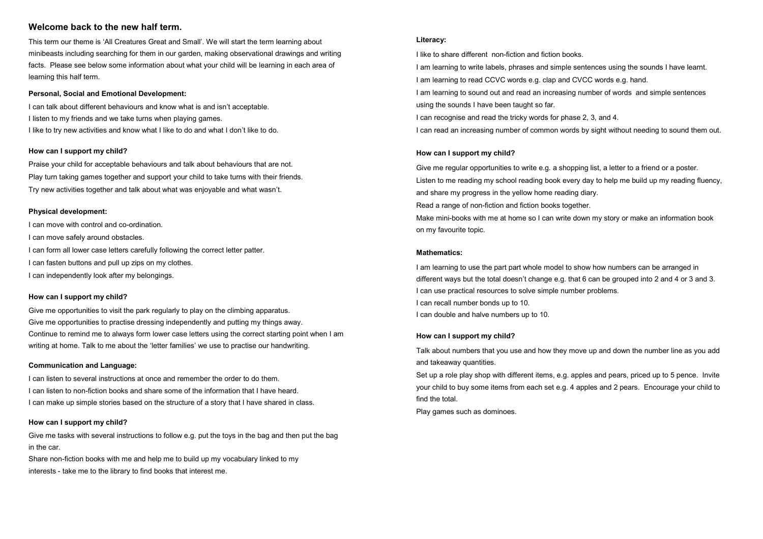## Welcome back to the new half term.

This term our theme is 'All Creatures Great and Small'. We will start the term learning about minibeasts including searching for them in our garden, making observational drawings and writing facts. Please see below some information about what your child will be learning in each area of learning this half term.

### Personal, Social and Emotional Development:

I can talk about different behaviours and know what is and isn't acceptable.
I listen to my friends and we take turns when playing games.
I like to try new activities and know what I like to do and what I don't like to do.

#### How can I support my child?

Praise your child for acceptable behaviours and talk about behaviours that are not.
Play turn taking games together and support your child to take turns with their friends.
Try new activities together and talk about what was enjoyable and what wasn't.

### Physical development:

I can move with control and co-ordination.
I can move safely around obstacles.
I can form all lower case letters carefully following the correct letter patter.
I can fasten buttons and pull up zips on my clothes.
I can independently look after my belongings.

#### How can I support my child?

Give me opportunities to visit the park regularly to play on the climbing apparatus.
Give me opportunities to practise dressing independently and putting my things away.
Continue to remind me to always form lower case letters using the correct starting point when I am writing at home. Talk to me about the 'letter families' we use to practise our handwriting.

### Communication and Language:

I can listen to several instructions at once and remember the order to do them.
I can listen to non-fiction books and share some of the information that I have heard.
I can make up simple stories based on the structure of a story that I have shared in class.

#### How can I support my child?

Give me tasks with several instructions to follow e.g. put the toys in the bag and then put the bag in the car.
Share non-fiction books with me and help me to build up my vocabulary linked to my interests - take me to the library to find books that interest me.

### Literacy:

I like to share different non-fiction and fiction books.
I am learning to write labels, phrases and simple sentences using the sounds I have learnt.
I am learning to read CCVC words e.g. clap and CVCC words e.g. hand.
I am learning to sound out and read an increasing number of words and simple sentences using the sounds I have been taught so far.
I can recognise and read the tricky words for phase 2, 3, and 4.
I can read an increasing number of common words by sight without needing to sound them out.

#### How can I support my child?

Give me regular opportunities to write e.g. a shopping list, a letter to a friend or a poster.
Listen to me reading my school reading book every day to help me build up my reading fluency, and share my progress in the yellow home reading diary.
Read a range of non-fiction and fiction books together.
Make mini-books with me at home so I can write down my story or make an information book on my favourite topic.

### Mathematics:

I am learning to use the part part whole model to show how numbers can be arranged in different ways but the total doesn't change e.g. that 6 can be grouped into 2 and 4 or 3 and 3.
I can use practical resources to solve simple number problems.
I can recall number bonds up to 10.
I can double and halve numbers up to 10.

#### How can I support my child?

Talk about numbers that you use and how they move up and down the number line as you add and takeaway quantities.
Set up a role play shop with different items, e.g. apples and pears, priced up to 5 pence. Invite your child to buy some items from each set e.g. 4 apples and 2 pears. Encourage your child to find the total.
Play games such as dominoes.